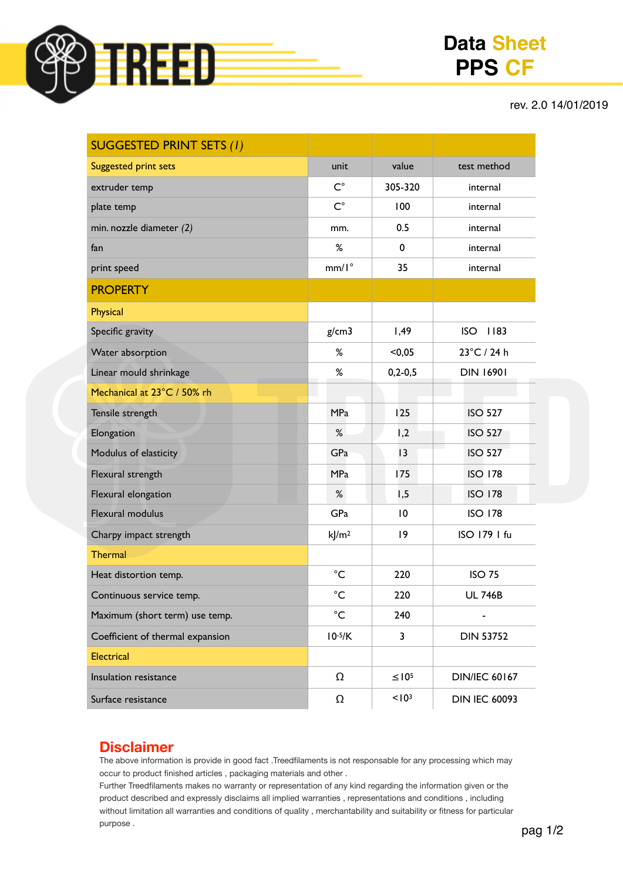# TREED

## Data Sheet PPS CF

rev. 2.0 14/01/2019

| SUGGESTED PRINT SETS *(1)* | | | |
|---|---|---|---|
| Suggested print sets | unit | value | test method |
| extruder temp | C° | 305-320 | internal |
| plate temp | C° | 100 | internal |
| min. nozzle diameter *(2)* | mm. | 0.5 | internal |
| fan | % | 0 | internal |
| print speed | mm/1° | 35 | internal |
| **PROPERTY** | | | |
| Physical | | | |
| Specific gravity | g/cm3 | 1,49 | ISO 1183 |
| Water absorption | % | <0,05 | 23°C / 24 h |
| Linear mould shrinkage | % | 0,2-0,5 | DIN 16901 |
| Mechanical at 23°C / 50% rh | | | |
| Tensile strength | MPa | 125 | ISO 527 |
| Elongation | % | 1,2 | ISO 527 |
| Modulus of elasticity | GPa | 13 | ISO 527 |
| Flexural strength | MPa | 175 | ISO 178 |
| Flexural elongation | % | 1,5 | ISO 178 |
| Flexural modulus | GPa | 10 | ISO 178 |
| Charpy impact strength | $kJ/m^2$ | 19 | ISO 179 1 fu |
| Thermal | | | |
| Heat distortion temp. | °C | 220 | ISO 75 |
| Continuous service temp. | °C | 220 | UL 746B |
| Maximum (short term) use temp. | °C | 240 | - |
| Coefficient of thermal expansion | $10^{-5}/K$ | 3 | DIN 53752 |
| Electrical | | | |
| Insulation resistance | Ω | $\leq 10^5$ | DIN/IEC 60167 |
| Surface resistance | Ω | $<10^3$ | DIN IEC 60093 |

## Disclaimer

The above information is provide in good fact .Treedfilaments is not responsable for any processing which may occur to product finished articles , packaging materials and other .
Further Treedfilaments makes no warranty or representation of any kind regarding the information given or the product described and expressly disclaims all implied warranties , representations and conditions , including without limitation all warranties and conditions of quality , merchantability and suitability or fitness for particular purpose .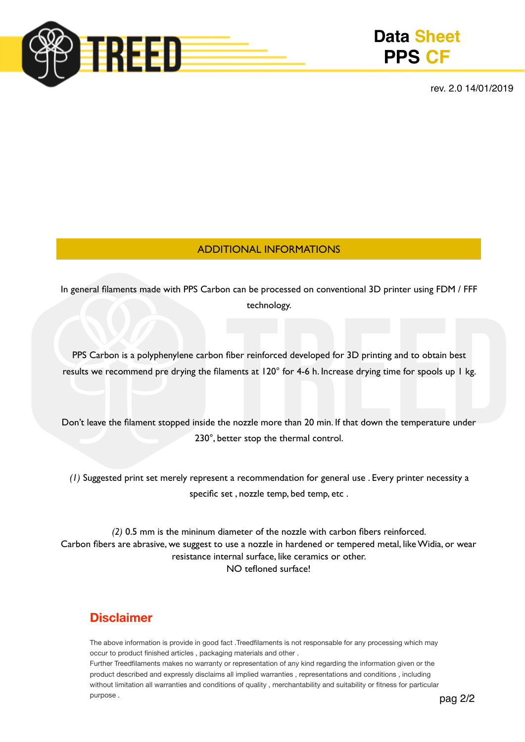## ADDITIONAL INFORMATIONS

In general filaments made with PPS Carbon can be processed on conventional 3D printer using FDM / FFF technology.

PPS Carbon is a polyphenylene carbon fiber reinforced developed for 3D printing and to obtain best results we recommend pre drying the filaments at 120° for 4-6 h. Increase drying time for spools up 1 kg.

Don't leave the filament stopped inside the nozzle more than 20 min. If that down the temperature under 230°, better stop the thermal control.

*(1)* Suggested print set merely represent a recommendation for general use . Every printer necessity a specific set , nozzle temp, bed temp, etc .

*(2)* 0.5 mm is the mininum diameter of the nozzle with carbon fibers reinforced.
Carbon fibers are abrasive, we suggest to use a nozzle in hardened or tempered metal, like Widia, or wear resistance internal surface, like ceramics or other.
NO tefloned surface!

## Disclaimer

The above information is provide in good fact .Treedfilaments is not responsable for any processing which may occur to product finished articles , packaging materials and other .
Further Treedfilaments makes no warranty or representation of any kind regarding the information given or the product described and expressly disclaims all implied warranties , representations and conditions , including without limitation all warranties and conditions of quality , merchantability and suitability or fitness for particular purpose .